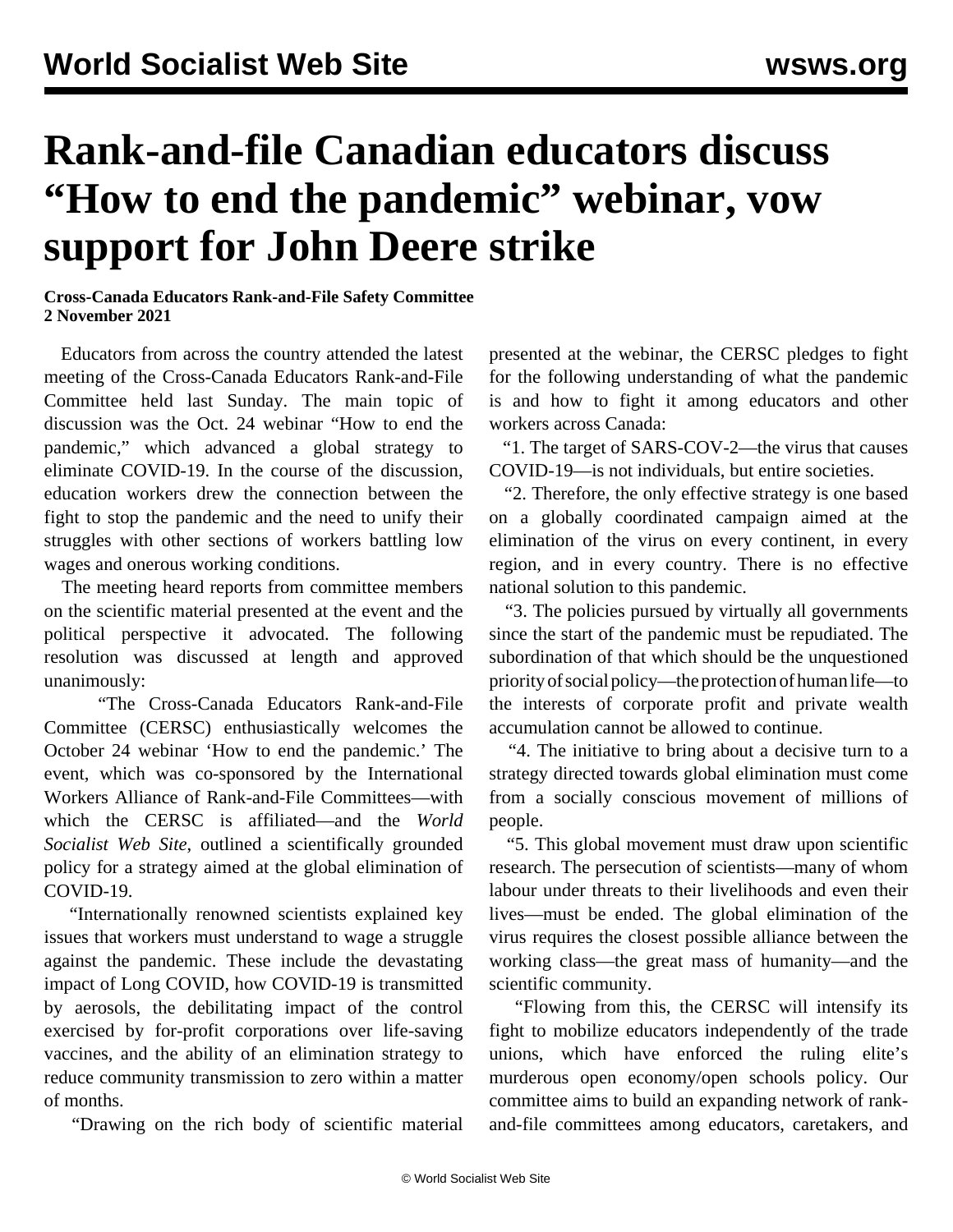# Rank-and-file Canadian educators discuss "How to end the pandemic" webinar, vow support for John Deere strike

**Cross-Canada Educators Rank-and-File Safety Committee**
**2 November 2021**

Educators from across the country attended the latest meeting of the Cross-Canada Educators Rank-and-File Committee held last Sunday. The main topic of discussion was the Oct. 24 webinar "How to end the pandemic," which advanced a global strategy to eliminate COVID-19. In the course of the discussion, education workers drew the connection between the fight to stop the pandemic and the need to unify their struggles with other sections of workers battling low wages and onerous working conditions.

The meeting heard reports from committee members on the scientific material presented at the event and the political perspective it advocated. The following resolution was discussed at length and approved unanimously:

"The Cross-Canada Educators Rank-and-File Committee (CERSC) enthusiastically welcomes the October 24 webinar 'How to end the pandemic.' The event, which was co-sponsored by the International Workers Alliance of Rank-and-File Committees—with which the CERSC is affiliated—and the *World Socialist Web Site*, outlined a scientifically grounded policy for a strategy aimed at the global elimination of COVID-19.

"Internationally renowned scientists explained key issues that workers must understand to wage a struggle against the pandemic. These include the devastating impact of Long COVID, how COVID-19 is transmitted by aerosols, the debilitating impact of the control exercised by for-profit corporations over life-saving vaccines, and the ability of an elimination strategy to reduce community transmission to zero within a matter of months.

"Drawing on the rich body of scientific material presented at the webinar, the CERSC pledges to fight for the following understanding of what the pandemic is and how to fight it among educators and other workers across Canada:

"1. The target of SARS-COV-2—the virus that causes COVID-19—is not individuals, but entire societies.

"2. Therefore, the only effective strategy is one based on a globally coordinated campaign aimed at the elimination of the virus on every continent, in every region, and in every country. There is no effective national solution to this pandemic.

"3. The policies pursued by virtually all governments since the start of the pandemic must be repudiated. The subordination of that which should be the unquestioned priority of social policy—the protection of human life—to the interests of corporate profit and private wealth accumulation cannot be allowed to continue.

"4. The initiative to bring about a decisive turn to a strategy directed towards global elimination must come from a socially conscious movement of millions of people.

"5. This global movement must draw upon scientific research. The persecution of scientists—many of whom labour under threats to their livelihoods and even their lives—must be ended. The global elimination of the virus requires the closest possible alliance between the working class—the great mass of humanity—and the scientific community.

"Flowing from this, the CERSC will intensify its fight to mobilize educators independently of the trade unions, which have enforced the ruling elite's murderous open economy/open schools policy. Our committee aims to build an expanding network of rank-and-file committees among educators, caretakers, and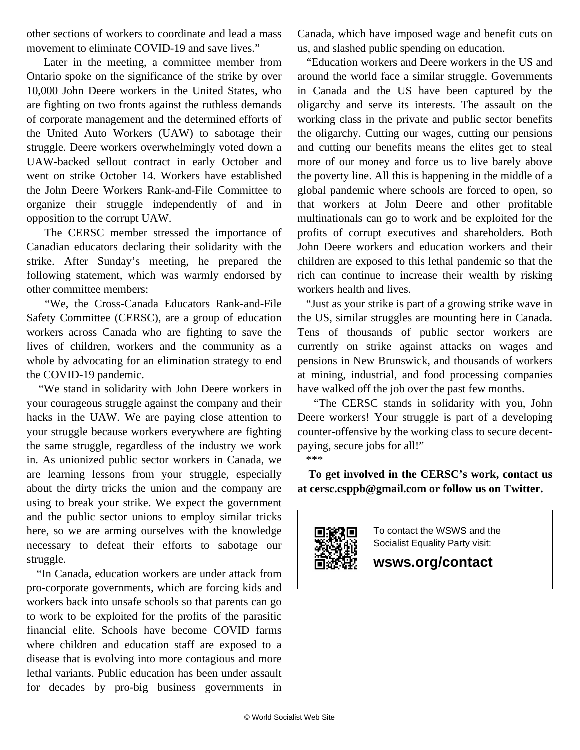other sections of workers to coordinate and lead a mass movement to eliminate COVID-19 and save lives."

Later in the meeting, a committee member from Ontario spoke on the significance of the strike by over 10,000 John Deere workers in the United States, who are fighting on two fronts against the ruthless demands of corporate management and the determined efforts of the United Auto Workers (UAW) to sabotage their struggle. Deere workers overwhelmingly voted down a UAW-backed sellout contract in early October and went on strike October 14. Workers have established the John Deere Workers Rank-and-File Committee to organize their struggle independently of and in opposition to the corrupt UAW.

The CERSC member stressed the importance of Canadian educators declaring their solidarity with the strike. After Sunday's meeting, he prepared the following statement, which was warmly endorsed by other committee members:

"We, the Cross-Canada Educators Rank-and-File Safety Committee (CERSC), are a group of education workers across Canada who are fighting to save the lives of children, workers and the community as a whole by advocating for an elimination strategy to end the COVID-19 pandemic.

"We stand in solidarity with John Deere workers in your courageous struggle against the company and their hacks in the UAW. We are paying close attention to your struggle because workers everywhere are fighting the same struggle, regardless of the industry we work in. As unionized public sector workers in Canada, we are learning lessons from your struggle, especially about the dirty tricks the union and the company are using to break your strike. We expect the government and the public sector unions to employ similar tricks here, so we are arming ourselves with the knowledge necessary to defeat their efforts to sabotage our struggle.

"In Canada, education workers are under attack from pro-corporate governments, which are forcing kids and workers back into unsafe schools so that parents can go to work to be exploited for the profits of the parasitic financial elite. Schools have become COVID farms where children and education staff are exposed to a disease that is evolving into more contagious and more lethal variants. Public education has been under assault for decades by pro-big business governments in Canada, which have imposed wage and benefit cuts on us, and slashed public spending on education.

"Education workers and Deere workers in the US and around the world face a similar struggle. Governments in Canada and the US have been captured by the oligarchy and serve its interests. The assault on the working class in the private and public sector benefits the oligarchy. Cutting our wages, cutting our pensions and cutting our benefits means the elites get to steal more of our money and force us to live barely above the poverty line. All this is happening in the middle of a global pandemic where schools are forced to open, so that workers at John Deere and other profitable multinationals can go to work and be exploited for the profits of corrupt executives and shareholders. Both John Deere workers and education workers and their children are exposed to this lethal pandemic so that the rich can continue to increase their wealth by risking workers health and lives.

"Just as your strike is part of a growing strike wave in the US, similar struggles are mounting here in Canada. Tens of thousands of public sector workers are currently on strike against attacks on wages and pensions in New Brunswick, and thousands of workers at mining, industrial, and food processing companies have walked off the job over the past few months.

"The CERSC stands in solidarity with you, John Deere workers! Your struggle is part of a developing counter-offensive by the working class to secure decent-paying, secure jobs for all!"

***

**To get involved in the CERSC's work, contact us at cersc.csppb@gmail.com or follow us on Twitter.**

To contact the WSWS and the Socialist Equality Party visit:

**wsws.org/contact**